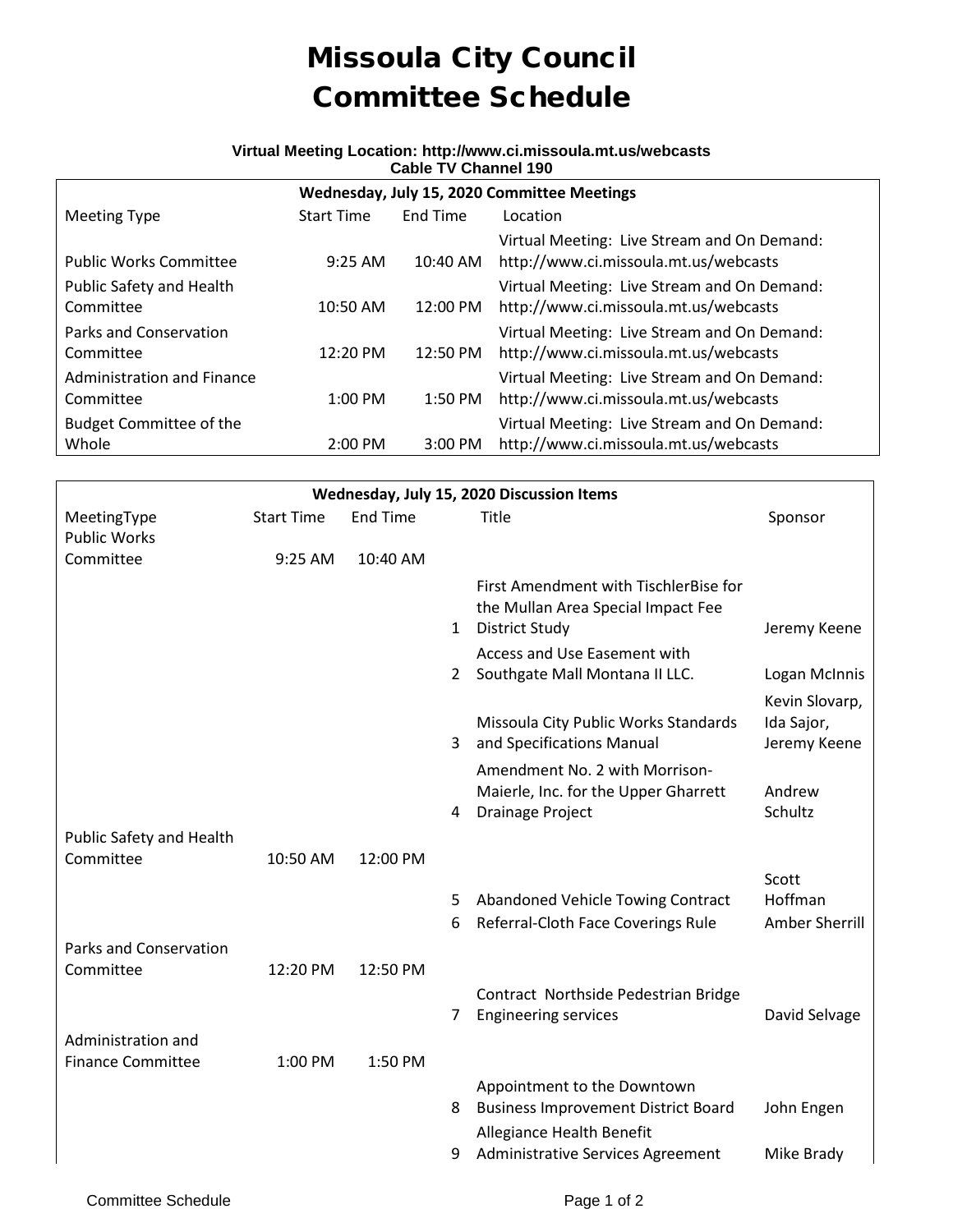# Missoula City Council
# Committee Schedule

**Virtual Meeting Location: http://www.ci.missoula.mt.us/webcasts**
**Cable TV Channel 190**

| Wednesday, July 15, 2020 Committee Meetings | | | |
|---|---|---|---|
| Meeting Type | Start Time | End Time | Location |
| Public Works Committee | 9:25 AM | 10:40 AM | Virtual Meeting: Live Stream and On Demand: http://www.ci.missoula.mt.us/webcasts |
| Public Safety and Health Committee | 10:50 AM | 12:00 PM | Virtual Meeting: Live Stream and On Demand: http://www.ci.missoula.mt.us/webcasts |
| Parks and Conservation Committee | 12:20 PM | 12:50 PM | Virtual Meeting: Live Stream and On Demand: http://www.ci.missoula.mt.us/webcasts |
| Administration and Finance Committee | 1:00 PM | 1:50 PM | Virtual Meeting: Live Stream and On Demand: http://www.ci.missoula.mt.us/webcasts |
| Budget Committee of the Whole | 2:00 PM | 3:00 PM | Virtual Meeting: Live Stream and On Demand: http://www.ci.missoula.mt.us/webcasts |

| Wednesday, July 15, 2020 Discussion Items | | | | | |
|---|---|---|---|---|---|
| MeetingType | Start Time | End Time | | Title | Sponsor |
| Public Works Committee | 9:25 AM | 10:40 AM | | | |
| | | | 1 | First Amendment with TischlerBise for the Mullan Area Special Impact Fee District Study | Jeremy Keene |
| | | | 2 | Access and Use Easement with Southgate Mall Montana II LLC. | Logan McInnis |
| | | | 3 | Missoula City Public Works Standards and Specifications Manual | Kevin Slovarp, Ida Sajor, Jeremy Keene |
| | | | 4 | Amendment No. 2 with Morrison-Maierle, Inc. for the Upper Gharrett Drainage Project | Andrew Schultz |
| Public Safety and Health Committee | 10:50 AM | 12:00 PM | | | |
| | | | 5 | Abandoned Vehicle Towing Contract | Scott Hoffman |
| | | | 6 | Referral-Cloth Face Coverings Rule | Amber Sherrill |
| Parks and Conservation Committee | 12:20 PM | 12:50 PM | | | |
| | | | 7 | Contract Northside Pedestrian Bridge Engineering services | David Selvage |
| Administration and Finance Committee | 1:00 PM | 1:50 PM | | | |
| | | | 8 | Appointment to the Downtown Business Improvement District Board | John Engen |
| | | | 9 | Allegiance Health Benefit Administrative Services Agreement | Mike Brady |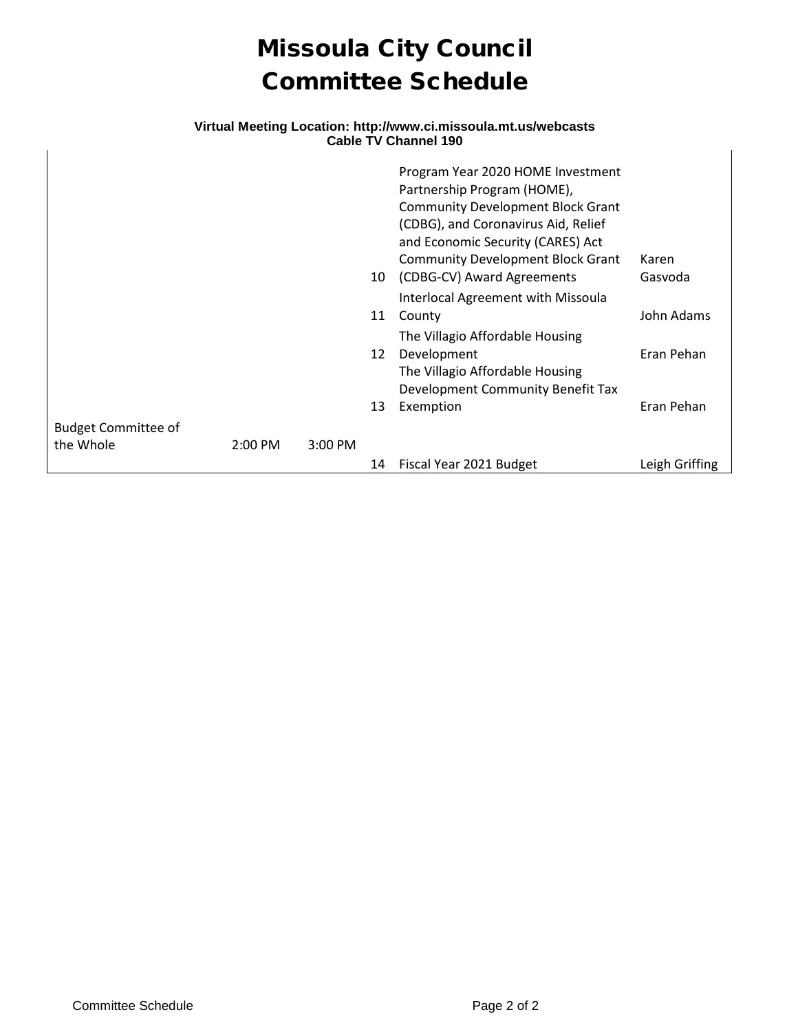# Missoula City Council
# Committee Schedule

**Virtual Meeting Location: http://www.ci.missoula.mt.us/webcasts**
**Cable TV Channel 190**

| | | | | | |
|---|---|---|---|---|---|
| | | | 10 | Program Year 2020 HOME Investment Partnership Program (HOME), Community Development Block Grant (CDBG), and Coronavirus Aid, Relief and Economic Security (CARES) Act Community Development Block Grant (CDBG-CV) Award Agreements | Karen Gasvoda |
| | | | 11 | Interlocal Agreement with Missoula County | John Adams |
| | | | 12 | The Villagio Affordable Housing Development | Eran Pehan |
| | | | 13 | The Villagio Affordable Housing Development Community Benefit Tax Exemption | Eran Pehan |
| Budget Committee of the Whole | 2:00 PM | 3:00 PM | | | |
| | | | 14 | Fiscal Year 2021 Budget | Leigh Griffing |